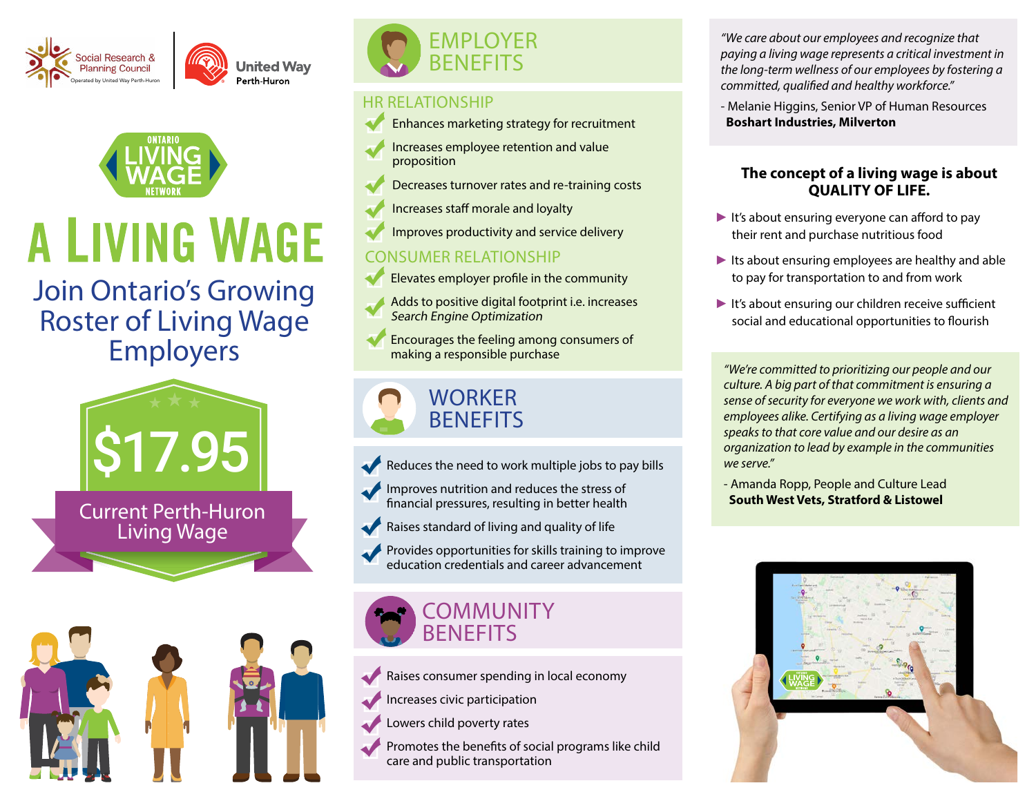Social Research & Planning Council
Operated by United Way Perth-Huron

United Way Perth-Huron

ONTARIO LIVING WAGE NETWORK

# A LIVING WAGE

## Join Ontario's Growing Roster of Living Wage Employers

**$17.95**

Current Perth-Huron Living Wage

## EMPLOYER BENEFITS

### HR RELATIONSHIP

- Enhances marketing strategy for recruitment
- Increases employee retention and value proposition
- Decreases turnover rates and re-training costs
- Increases staff morale and loyalty
- Improves productivity and service delivery

### CONSUMER RELATIONSHIP

- Elevates employer profile in the community
- Adds to positive digital footprint i.e. increases *Search Engine Optimization*
- Encourages the feeling among consumers of making a responsible purchase

## WORKER BENEFITS

- Reduces the need to work multiple jobs to pay bills
- Improves nutrition and reduces the stress of financial pressures, resulting in better health
- Raises standard of living and quality of life
- Provides opportunities for skills training to improve education credentials and career advancement

## COMMUNITY BENEFITS

- Raises consumer spending in local economy
- Increases civic participation
- Lowers child poverty rates
- Promotes the benefits of social programs like child care and public transportation

*"We care about our employees and recognize that paying a living wage represents a critical investment in the long-term wellness of our employees by fostering a committed, qualified and healthy workforce."*

- Melanie Higgins, Senior VP of Human Resources
**Boshart Industries, Milverton**

### The concept of a living wage is about QUALITY OF LIFE.

- It's about ensuring everyone can afford to pay their rent and purchase nutritious food
- Its about ensuring employees are healthy and able to pay for transportation to and from work
- It's about ensuring our children receive sufficient social and educational opportunities to flourish

*"We're committed to prioritizing our people and our culture. A big part of that commitment is ensuring a sense of security for everyone we work with, clients and employees alike. Certifying as a living wage employer speaks to that core value and our desire as an organization to lead by example in the communities we serve."*

- Amanda Ropp, People and Culture Lead
**South West Vets, Stratford & Listowel**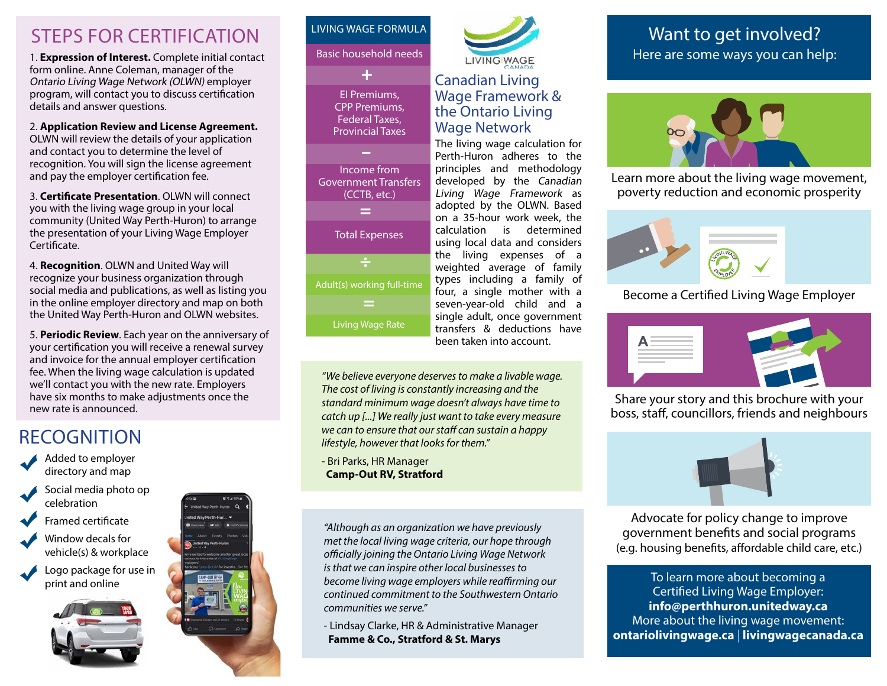## STEPS FOR CERTIFICATION

1. **Expression of Interest.** Complete initial contact form online. Anne Coleman, manager of the *Ontario Living Wage Network (OLWN)* employer program, will contact you to discuss certification details and answer questions.

2. **Application Review and License Agreement.** OLWN will review the details of your application and contact you to determine the level of recognition. You will sign the license agreement and pay the employer certification fee.

3. **Certificate Presentation**. OLWN will connect you with the living wage group in your local community (United Way Perth-Huron) to arrange the presentation of your Living Wage Employer Certificate.

4. **Recognition**. OLWN and United Way will recognize your business organization through social media and publications, as well as listing you in the online employer directory and map on both the United Way Perth-Huron and OLWN websites.

5. **Periodic Review**. Each year on the anniversary of your certification you will receive a renewal survey and invoice for the annual employer certification fee. When the living wage calculation is updated we'll contact you with the new rate. Employers have six months to make adjustments once the new rate is announced.

## RECOGNITION

- Added to employer directory and map
- Social media photo op celebration
- Framed certificate
- Window decals for vehicle(s) & workplace
- Logo package for use in print and online

### LIVING WAGE FORMULA

Basic household needs
+
EI Premiums, CPP Premiums, Federal Taxes, Provincial Taxes
−
Income from Government Transfers (CCTB, etc.)
=
Total Expenses
÷
Adult(s) working full-time
=
Living Wage Rate

LIVING WAGE CANADA

## Canadian Living Wage Framework & the Ontario Living Wage Network

The living wage calculation for Perth-Huron adheres to the principles and methodology developed by the *Canadian Living Wage Framework* as adopted by the OLWN. Based on a 35-hour work week, the calculation is determined using local data and considers the living expenses of a weighted average of family types including a family of four, a single mother with a seven-year-old child and a single adult, once government transfers & deductions have been taken into account.

*"We believe everyone deserves to make a livable wage. The cost of living is constantly increasing and the standard minimum wage doesn't always have time to catch up [...] We really just want to take every measure we can to ensure that our staff can sustain a happy lifestyle, however that looks for them."*

- Bri Parks, HR Manager
**Camp-Out RV, Stratford**

*"Although as an organization we have previously met the local living wage criteria, our hope through officially joining the Ontario Living Wage Network is that we can inspire other local businesses to become living wage employers while reaffirming our continued commitment to the Southwestern Ontario communities we serve."*

- Lindsay Clarke, HR & Administrative Manager
**Famme & Co., Stratford & St. Marys**

## Want to get involved?

Here are some ways you can help:

Learn more about the living wage movement, poverty reduction and economic prosperity

Become a Certified Living Wage Employer

Share your story and this brochure with your boss, staff, councillors, friends and neighbours

Advocate for policy change to improve government benefits and social programs (e.g. housing benefits, affordable child care, etc.)

To learn more about becoming a Certified Living Wage Employer:
**info@perthhuron.unitedway.ca**
More about the living wage movement:
**ontariolivingwage.ca** | **livingwagecanada.ca**